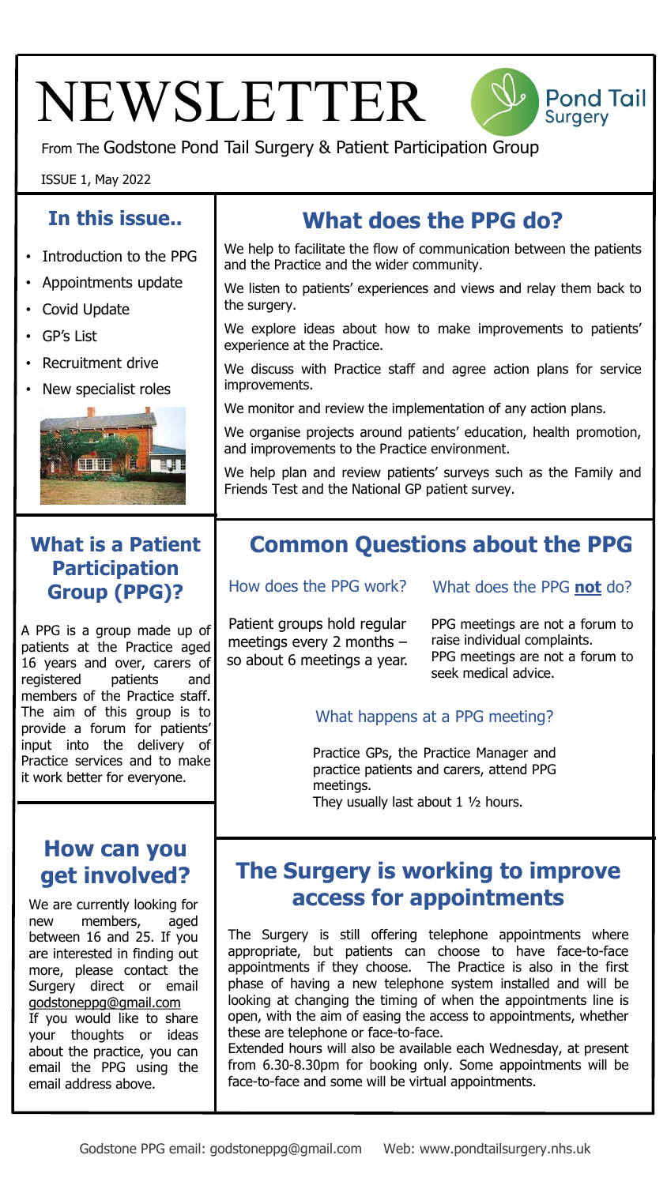# NEWSLETTER

Pond Tail Surgery

From The Godstone Pond Tail Surgery & Patient Participation Group

ISSUE 1, May 2022

## In this issue..

- Introduction to the PPG
- Appointments update
- Covid Update
- GP's List
- Recruitment drive
- New specialist roles

## What does the PPG do?

We help to facilitate the flow of communication between the patients and the Practice and the wider community.

We listen to patients' experiences and views and relay them back to the surgery.

We explore ideas about how to make improvements to patients' experience at the Practice.

We discuss with Practice staff and agree action plans for service improvements.

We monitor and review the implementation of any action plans.

We organise projects around patients' education, health promotion, and improvements to the Practice environment.

We help plan and review patients' surveys such as the Family and Friends Test and the National GP patient survey.

## What is a Patient Participation Group (PPG)?

A PPG is a group made up of patients at the Practice aged 16 years and over, carers of registered patients and members of the Practice staff. The aim of this group is to provide a forum for patients' input into the delivery of Practice services and to make it work better for everyone.

## Common Questions about the PPG

### How does the PPG work?

Patient groups hold regular meetings every 2 months – so about 6 meetings a year.

### What does the PPG **not** do?

PPG meetings are not a forum to raise individual complaints.
PPG meetings are not a forum to seek medical advice.

### What happens at a PPG meeting?

Practice GPs, the Practice Manager and practice patients and carers, attend PPG meetings.
They usually last about 1 ½ hours.

## How can you get involved?

We are currently looking for new members, aged between 16 and 25. If you are interested in finding out more, please contact the Surgery direct or email godstoneppg@gmail.com
If you would like to share your thoughts or ideas about the practice, you can email the PPG using the email address above.

## The Surgery is working to improve access for appointments

The Surgery is still offering telephone appointments where appropriate, but patients can choose to have face-to-face appointments if they choose. The Practice is also in the first phase of having a new telephone system installed and will be looking at changing the timing of when the appointments line is open, with the aim of easing the access to appointments, whether these are telephone or face-to-face.
Extended hours will also be available each Wednesday, at present from 6.30-8.30pm for booking only. Some appointments will be face-to-face and some will be virtual appointments.

Godstone PPG email: godstoneppg@gmail.com Web: www.pondtailsurgery.nhs.uk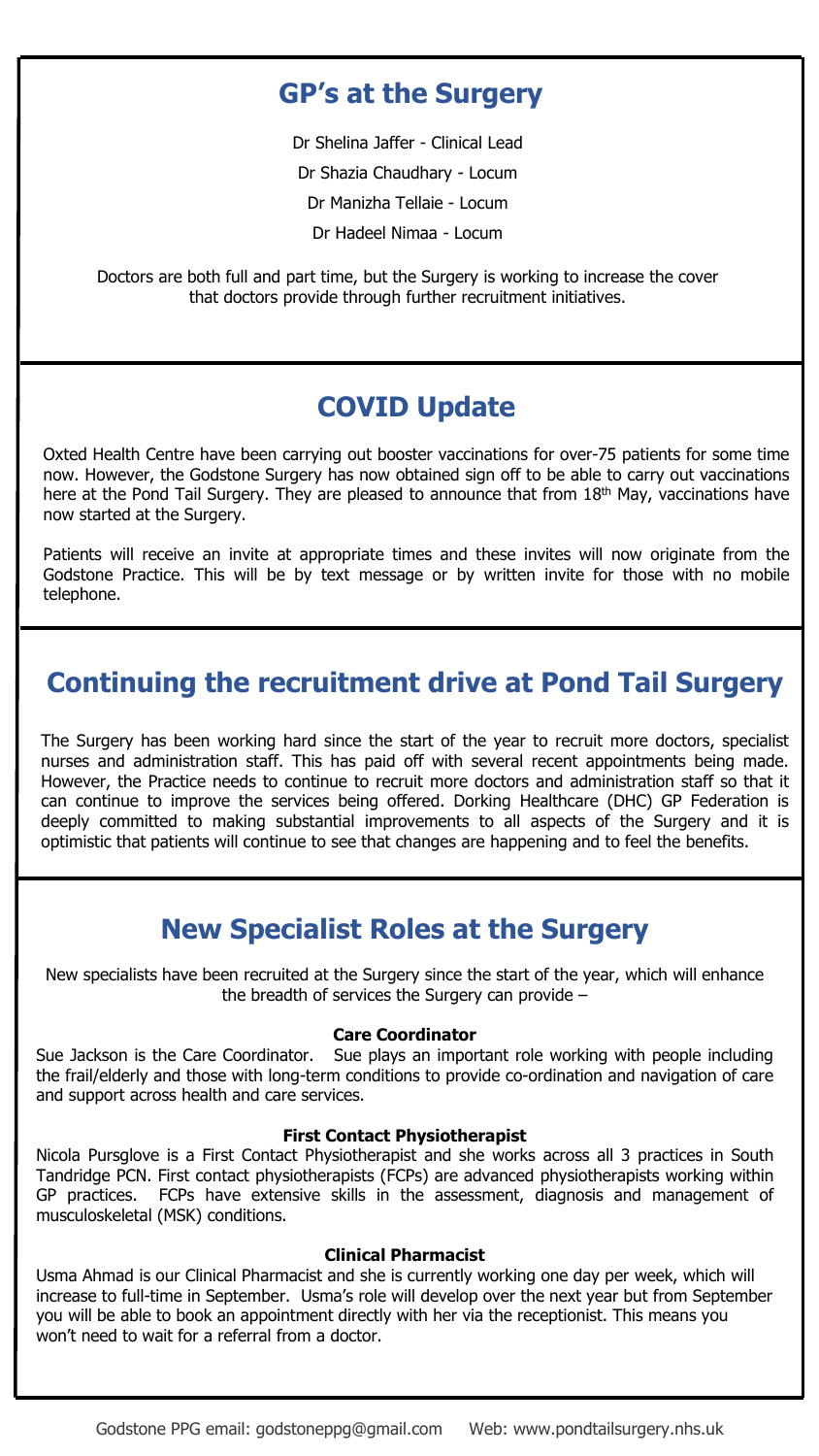## GP's at the Surgery

Dr Shelina Jaffer - Clinical Lead

Dr Shazia Chaudhary - Locum

Dr Manizha Tellaie - Locum

Dr Hadeel Nimaa - Locum

Doctors are both full and part time, but the Surgery is working to increase the cover that doctors provide through further recruitment initiatives.

## COVID Update

Oxted Health Centre have been carrying out booster vaccinations for over-75 patients for some time now. However, the Godstone Surgery has now obtained sign off to be able to carry out vaccinations here at the Pond Tail Surgery. They are pleased to announce that from 18th May, vaccinations have now started at the Surgery.

Patients will receive an invite at appropriate times and these invites will now originate from the Godstone Practice. This will be by text message or by written invite for those with no mobile telephone.

## Continuing the recruitment drive at Pond Tail Surgery

The Surgery has been working hard since the start of the year to recruit more doctors, specialist nurses and administration staff. This has paid off with several recent appointments being made. However, the Practice needs to continue to recruit more doctors and administration staff so that it can continue to improve the services being offered. Dorking Healthcare (DHC) GP Federation is deeply committed to making substantial improvements to all aspects of the Surgery and it is optimistic that patients will continue to see that changes are happening and to feel the benefits.

## New Specialist Roles at the Surgery

New specialists have been recruited at the Surgery since the start of the year, which will enhance the breadth of services the Surgery can provide –

**Care Coordinator**

Sue Jackson is the Care Coordinator. Sue plays an important role working with people including the frail/elderly and those with long-term conditions to provide co-ordination and navigation of care and support across health and care services.

**First Contact Physiotherapist**

Nicola Pursglove is a First Contact Physiotherapist and she works across all 3 practices in South Tandridge PCN. First contact physiotherapists (FCPs) are advanced physiotherapists working within GP practices. FCPs have extensive skills in the assessment, diagnosis and management of musculoskeletal (MSK) conditions.

**Clinical Pharmacist**

Usma Ahmad is our Clinical Pharmacist and she is currently working one day per week, which will increase to full-time in September. Usma's role will develop over the next year but from September you will be able to book an appointment directly with her via the receptionist. This means you won't need to wait for a referral from a doctor.

Godstone PPG email: godstoneppg@gmail.com Web: www.pondtailsurgery.nhs.uk